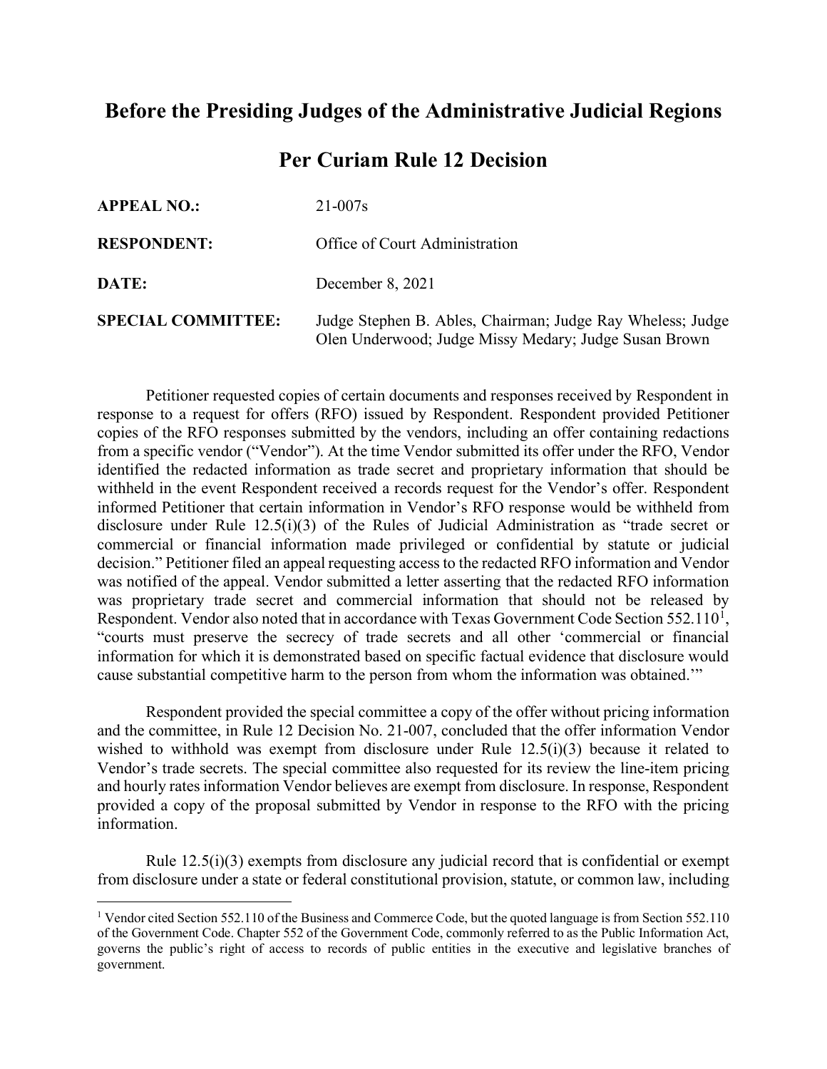# Before the Presiding Judges of the Administrative Judicial Regions

## Per Curiam Rule 12 Decision

| | |
|---|---|
| **APPEAL NO.:** | 21-007s |
| **RESPONDENT:** | Office of Court Administration |
| **DATE:** | December 8, 2021 |
| **SPECIAL COMMITTEE:** | Judge Stephen B. Ables, Chairman; Judge Ray Wheless; Judge Olen Underwood; Judge Missy Medary; Judge Susan Brown |

Petitioner requested copies of certain documents and responses received by Respondent in response to a request for offers (RFO) issued by Respondent. Respondent provided Petitioner copies of the RFO responses submitted by the vendors, including an offer containing redactions from a specific vendor ("Vendor"). At the time Vendor submitted its offer under the RFO, Vendor identified the redacted information as trade secret and proprietary information that should be withheld in the event Respondent received a records request for the Vendor's offer. Respondent informed Petitioner that certain information in Vendor's RFO response would be withheld from disclosure under Rule 12.5(i)(3) of the Rules of Judicial Administration as "trade secret or commercial or financial information made privileged or confidential by statute or judicial decision." Petitioner filed an appeal requesting access to the redacted RFO information and Vendor was notified of the appeal. Vendor submitted a letter asserting that the redacted RFO information was proprietary trade secret and commercial information that should not be released by Respondent. Vendor also noted that in accordance with Texas Government Code Section 552.110[1], "courts must preserve the secrecy of trade secrets and all other 'commercial or financial information for which it is demonstrated based on specific factual evidence that disclosure would cause substantial competitive harm to the person from whom the information was obtained.'"

Respondent provided the special committee a copy of the offer without pricing information and the committee, in Rule 12 Decision No. 21-007, concluded that the offer information Vendor wished to withhold was exempt from disclosure under Rule 12.5(i)(3) because it related to Vendor's trade secrets. The special committee also requested for its review the line-item pricing and hourly rates information Vendor believes are exempt from disclosure. In response, Respondent provided a copy of the proposal submitted by Vendor in response to the RFO with the pricing information.

Rule 12.5(i)(3) exempts from disclosure any judicial record that is confidential or exempt from disclosure under a state or federal constitutional provision, statute, or common law, including

[1] Vendor cited Section 552.110 of the Business and Commerce Code, but the quoted language is from Section 552.110 of the Government Code. Chapter 552 of the Government Code, commonly referred to as the Public Information Act, governs the public's right of access to records of public entities in the executive and legislative branches of government.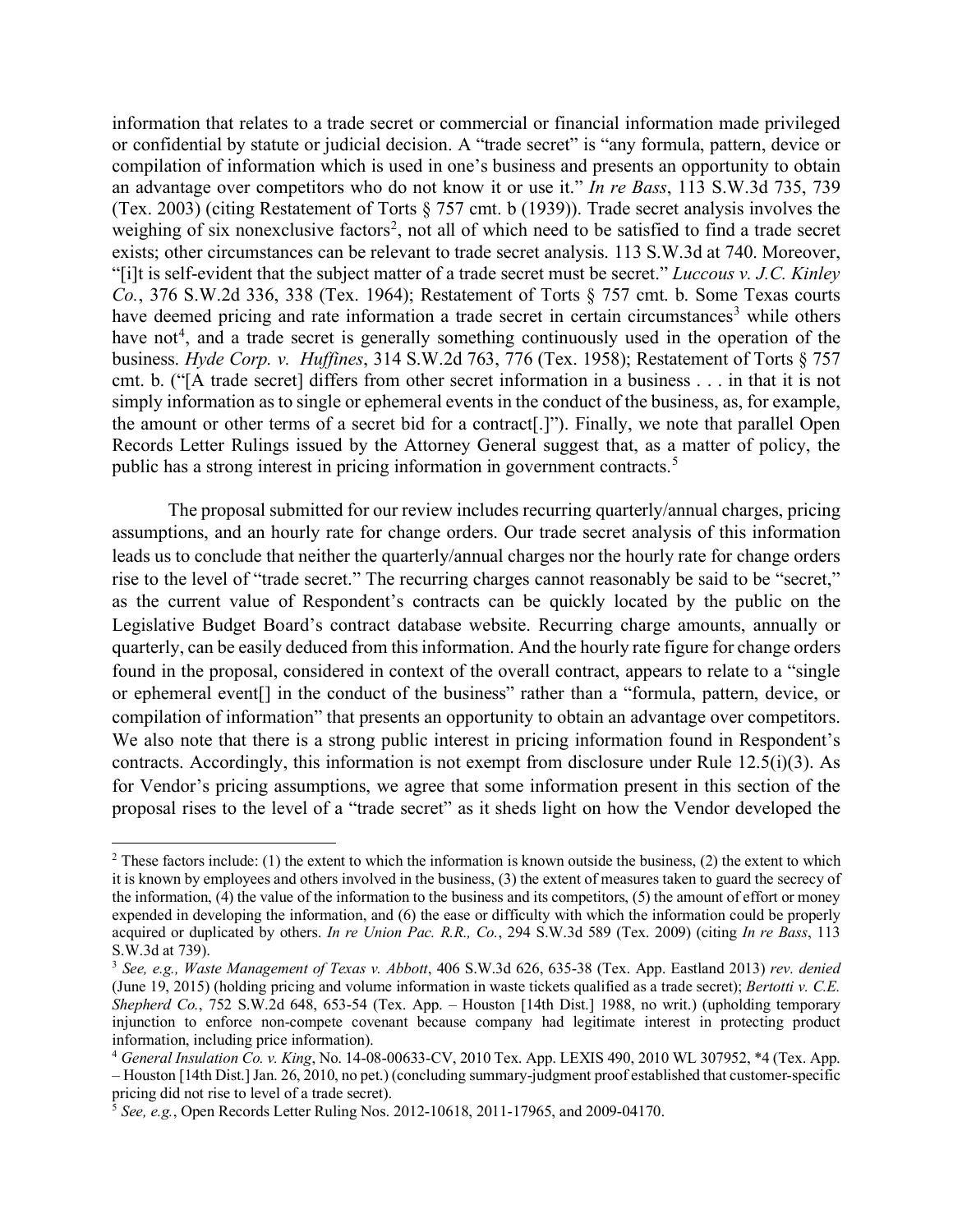information that relates to a trade secret or commercial or financial information made privileged or confidential by statute or judicial decision. A "trade secret" is "any formula, pattern, device or compilation of information which is used in one's business and presents an opportunity to obtain an advantage over competitors who do not know it or use it." *In re Bass*, 113 S.W.3d 735, 739 (Tex. 2003) (citing Restatement of Torts § 757 cmt. b (1939)). Trade secret analysis involves the weighing of six nonexclusive factors[2], not all of which need to be satisfied to find a trade secret exists; other circumstances can be relevant to trade secret analysis. 113 S.W.3d at 740. Moreover, "[i]t is self-evident that the subject matter of a trade secret must be secret." *Luccous v. J.C. Kinley Co.*, 376 S.W.2d 336, 338 (Tex. 1964); Restatement of Torts § 757 cmt. b. Some Texas courts have deemed pricing and rate information a trade secret in certain circumstances[3] while others have not[4], and a trade secret is generally something continuously used in the operation of the business. *Hyde Corp. v. Huffines*, 314 S.W.2d 763, 776 (Tex. 1958); Restatement of Torts § 757 cmt. b. ("[A trade secret] differs from other secret information in a business . . . in that it is not simply information as to single or ephemeral events in the conduct of the business, as, for example, the amount or other terms of a secret bid for a contract[.]"). Finally, we note that parallel Open Records Letter Rulings issued by the Attorney General suggest that, as a matter of policy, the public has a strong interest in pricing information in government contracts.[5]

The proposal submitted for our review includes recurring quarterly/annual charges, pricing assumptions, and an hourly rate for change orders. Our trade secret analysis of this information leads us to conclude that neither the quarterly/annual charges nor the hourly rate for change orders rise to the level of "trade secret." The recurring charges cannot reasonably be said to be "secret," as the current value of Respondent's contracts can be quickly located by the public on the Legislative Budget Board's contract database website. Recurring charge amounts, annually or quarterly, can be easily deduced from this information. And the hourly rate figure for change orders found in the proposal, considered in context of the overall contract, appears to relate to a "single or ephemeral event[] in the conduct of the business" rather than a "formula, pattern, device, or compilation of information" that presents an opportunity to obtain an advantage over competitors. We also note that there is a strong public interest in pricing information found in Respondent's contracts. Accordingly, this information is not exempt from disclosure under Rule 12.5(i)(3). As for Vendor's pricing assumptions, we agree that some information present in this section of the proposal rises to the level of a "trade secret" as it sheds light on how the Vendor developed the

---

[2] These factors include: (1) the extent to which the information is known outside the business, (2) the extent to which it is known by employees and others involved in the business, (3) the extent of measures taken to guard the secrecy of the information, (4) the value of the information to the business and its competitors, (5) the amount of effort or money expended in developing the information, and (6) the ease or difficulty with which the information could be properly acquired or duplicated by others. *In re Union Pac. R.R., Co.*, 294 S.W.3d 589 (Tex. 2009) (citing *In re Bass*, 113 S.W.3d at 739).

[3] *See, e.g., Waste Management of Texas v. Abbott*, 406 S.W.3d 626, 635-38 (Tex. App. Eastland 2013) *rev. denied* (June 19, 2015) (holding pricing and volume information in waste tickets qualified as a trade secret); *Bertotti v. C.E. Shepherd Co.*, 752 S.W.2d 648, 653-54 (Tex. App. – Houston [14th Dist.] 1988, no writ.) (upholding temporary injunction to enforce non-compete covenant because company had legitimate interest in protecting product information, including price information).

[4] *General Insulation Co. v. King*, No. 14-08-00633-CV, 2010 Tex. App. LEXIS 490, 2010 WL 307952, *4 (Tex. App. – Houston [14th Dist.] Jan. 26, 2010, no pet.) (concluding summary-judgment proof established that customer-specific pricing did not rise to level of a trade secret).

[5] *See, e.g.*, Open Records Letter Ruling Nos. 2012-10618, 2011-17965, and 2009-04170.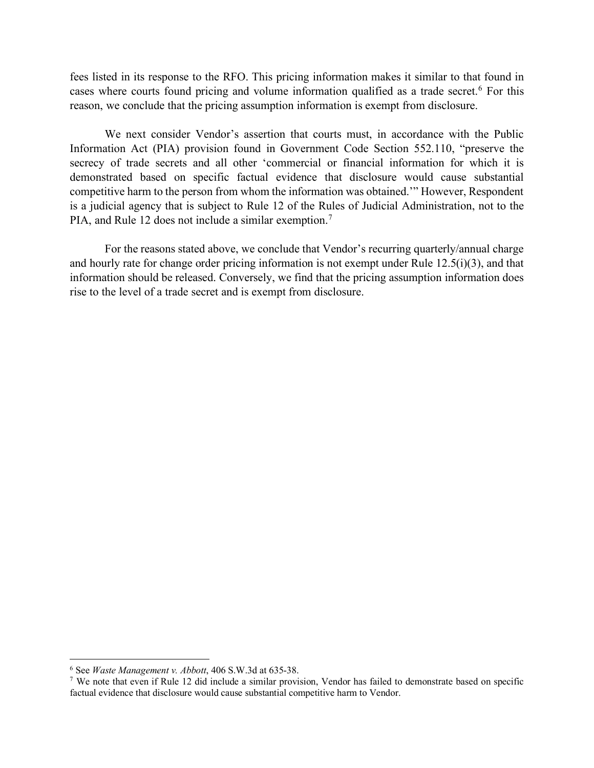fees listed in its response to the RFO. This pricing information makes it similar to that found in cases where courts found pricing and volume information qualified as a trade secret.[6] For this reason, we conclude that the pricing assumption information is exempt from disclosure.

We next consider Vendor's assertion that courts must, in accordance with the Public Information Act (PIA) provision found in Government Code Section 552.110, "preserve the secrecy of trade secrets and all other 'commercial or financial information for which it is demonstrated based on specific factual evidence that disclosure would cause substantial competitive harm to the person from whom the information was obtained.'" However, Respondent is a judicial agency that is subject to Rule 12 of the Rules of Judicial Administration, not to the PIA, and Rule 12 does not include a similar exemption.[7]

For the reasons stated above, we conclude that Vendor's recurring quarterly/annual charge and hourly rate for change order pricing information is not exempt under Rule 12.5(i)(3), and that information should be released. Conversely, we find that the pricing assumption information does rise to the level of a trade secret and is exempt from disclosure.

---

[6] See *Waste Management v. Abbott*, 406 S.W.3d at 635-38.

[7] We note that even if Rule 12 did include a similar provision, Vendor has failed to demonstrate based on specific factual evidence that disclosure would cause substantial competitive harm to Vendor.